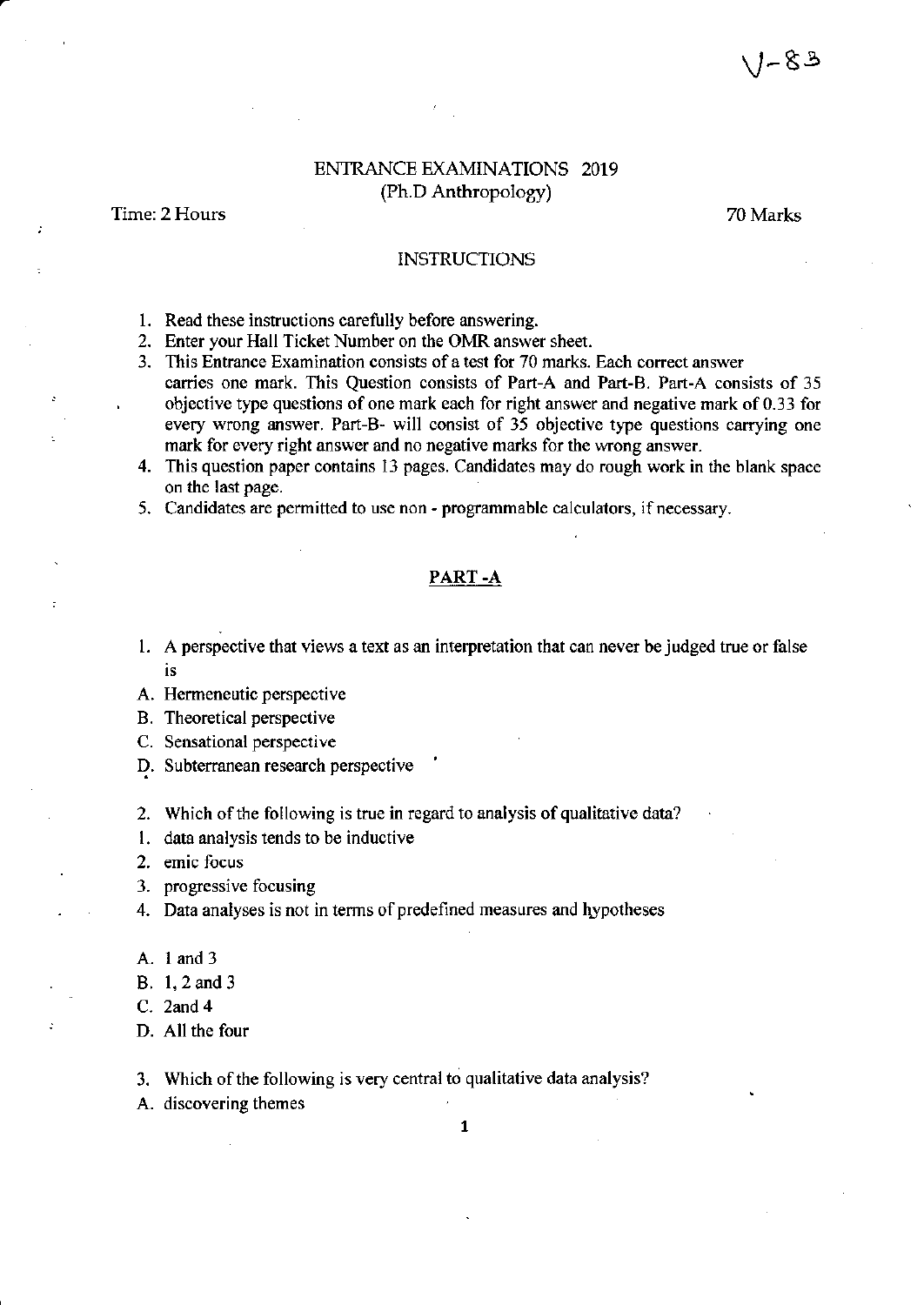V-83

# ENTRANCE EXAMINATIONS 2019
## (Ph.D Anthropology)

Time: 2 Hours

70 Marks

### INSTRUCTIONS

1. Read these instructions carefully before answering.
2. Enter your Hall Ticket Number on the OMR answer sheet.
3. This Entrance Examination consists of a test for 70 marks. Each correct answer carries one mark. This Question consists of Part-A and Part-B. Part-A consists of 35 objective type questions of one mark each for right answer and negative mark of 0.33 for every wrong answer. Part-B- will consist of 35 objective type questions carrying one mark for every right answer and no negative marks for the wrong answer.
4. This question paper contains 13 pages. Candidates may do rough work in the blank space on the last page.
5. Candidates are permitted to use non - programmable calculators, if necessary.

## PART -A

1. A perspective that views a text as an interpretation that can never be judged true or false is

A. Hermeneutic perspective
B. Theoretical perspective
C. Sensational perspective
D. Subterranean research perspective

2. Which of the following is true in regard to analysis of qualitative data?

1. data analysis tends to be inductive
2. emic focus
3. progressive focusing
4. Data analyses is not in terms of predefined measures and hypotheses

A. 1 and 3
B. 1, 2 and 3
C. 2and 4
D. All the four

3. Which of the following is very central to qualitative data analysis?

A. discovering themes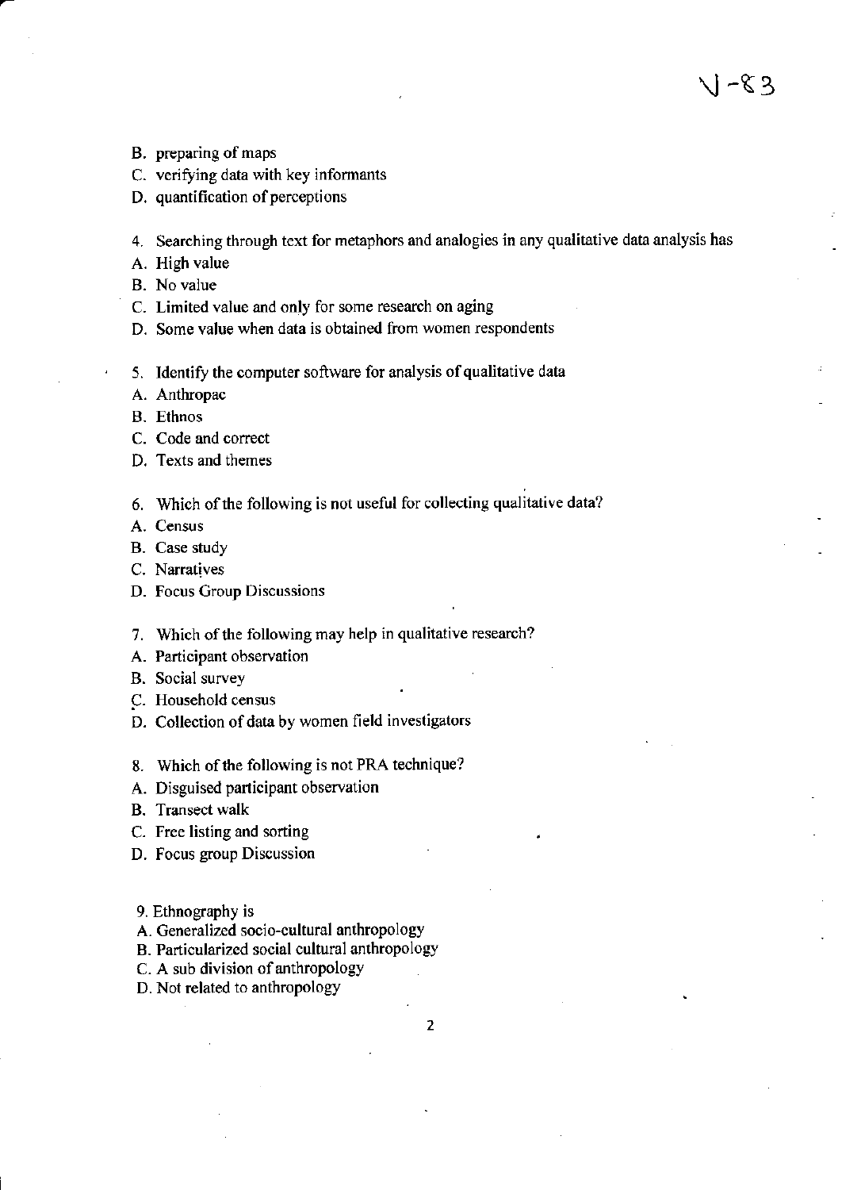B. preparing of maps
C. verifying data with key informants
D. quantification of perceptions

4. Searching through text for metaphors and analogies in any qualitative data analysis has
A. High value
B. No value
C. Limited value and only for some research on aging
D. Some value when data is obtained from women respondents

5. Identify the computer software for analysis of qualitative data
A. Anthropac
B. Ethnos
C. Code and correct
D. Texts and themes

6. Which of the following is not useful for collecting qualitative data?
A. Census
B. Case study
C. Narratives
D. Focus Group Discussions

7. Which of the following may help in qualitative research?
A. Participant observation
B. Social survey
C. Household census
D. Collection of data by women field investigators

8. Which of the following is not PRA technique?
A. Disguised participant observation
B. Transect walk
C. Free listing and sorting
D. Focus group Discussion

9. Ethnography is
A. Generalized socio-cultural anthropology
B. Particularized social cultural anthropology
C. A sub division of anthropology
D. Not related to anthropology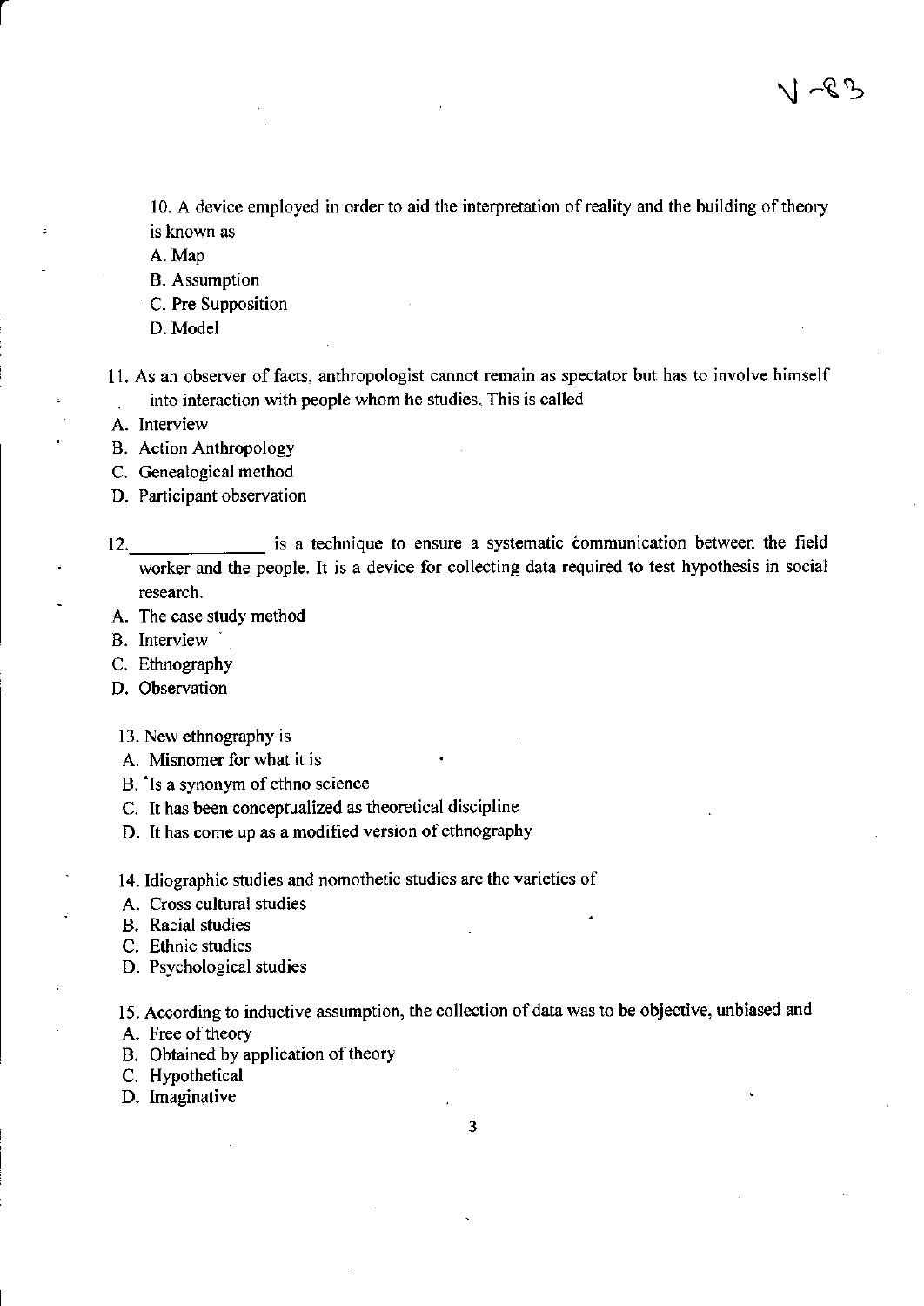10. A device employed in order to aid the interpretation of reality and the building of theory is known as

A. Map

B. Assumption

C. Pre Supposition

D. Model

11. As an observer of facts, anthropologist cannot remain as spectator but has to involve himself into interaction with people whom he studies. This is called

A. Interview

B. Action Anthropology

C. Genealogical method

D. Participant observation

12.______________ is a technique to ensure a systematic communication between the field worker and the people. It is a device for collecting data required to test hypothesis in social research.

A. The case study method

B. Interview

C. Ethnography

D. Observation

13. New ethnography is

A. Misnomer for what it is

B. Is a synonym of ethno science

C. It has been conceptualized as theoretical discipline

D. It has come up as a modified version of ethnography

14. Idiographic studies and nomothetic studies are the varieties of

A. Cross cultural studies

B. Racial studies

C. Ethnic studies

D. Psychological studies

15. According to inductive assumption, the collection of data was to be objective, unbiased and

A. Free of theory

B. Obtained by application of theory

C. Hypothetical

D. Imaginative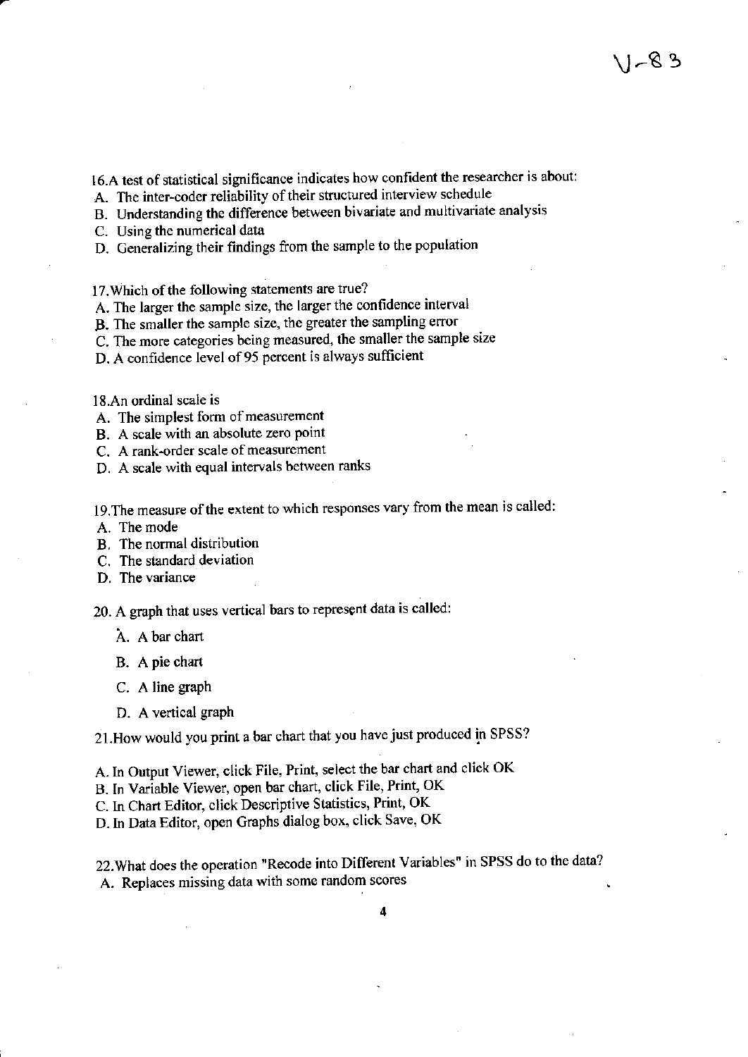V-83

16.A test of statistical significance indicates how confident the researcher is about:

A. The inter-coder reliability of their structured interview schedule
B. Understanding the difference between bivariate and multivariate analysis
C. Using the numerical data
D. Generalizing their findings from the sample to the population

17.Which of the following statements are true?

A. The larger the sample size, the larger the confidence interval
B. The smaller the sample size, the greater the sampling error
C. The more categories being measured, the smaller the sample size
D. A confidence level of 95 percent is always sufficient

18.An ordinal scale is

A. The simplest form of measurement
B. A scale with an absolute zero point
C. A rank-order scale of measurement
D. A scale with equal intervals between ranks

19.The measure of the extent to which responses vary from the mean is called:

A. The mode
B. The normal distribution
C. The standard deviation
D. The variance

20. A graph that uses vertical bars to represent data is called:

A. A bar chart
B. A pie chart
C. A line graph
D. A vertical graph

21.How would you print a bar chart that you have just produced in SPSS?

A. In Output Viewer, click File, Print, select the bar chart and click OK
B. In Variable Viewer, open bar chart, click File, Print, OK
C. In Chart Editor, click Descriptive Statistics, Print, OK
D. In Data Editor, open Graphs dialog box, click Save, OK

22.What does the operation "Recode into Different Variables" in SPSS do to the data?

A. Replaces missing data with some random scores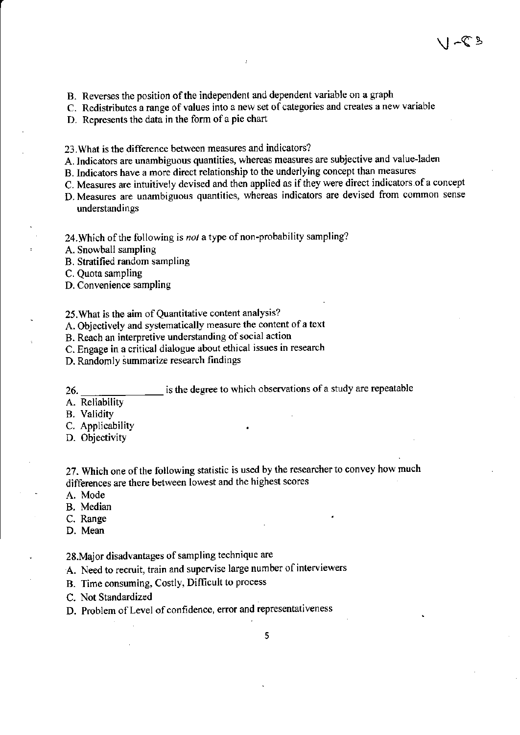B. Reverses the position of the independent and dependent variable on a graph
C. Redistributes a range of values into a new set of categories and creates a new variable
D. Represents the data in the form of a pie chart

23. What is the difference between measures and indicators?
A. Indicators are unambiguous quantities, whereas measures are subjective and value-laden
B. Indicators have a more direct relationship to the underlying concept than measures
C. Measures are intuitively devised and then applied as if they were direct indicators of a concept
D. Measures are unambiguous quantities, whereas indicators are devised from common sense understandings

24. Which of the following is *not* a type of non-probability sampling?
A. Snowball sampling
B. Stratified random sampling
C. Quota sampling
D. Convenience sampling

25. What is the aim of Quantitative content analysis?
A. Objectively and systematically measure the content of a text
B. Reach an interpretive understanding of social action
C. Engage in a critical dialogue about ethical issues in research
D. Randomly summarize research findings

26. ______________ is the degree to which observations of a study are repeatable
A. Reliability
B. Validity
C. Applicability
D. Objectivity

27. Which one of the following statistic is used by the researcher to convey how much differences are there between lowest and the highest scores
A. Mode
B. Median
C. Range
D. Mean

28. Major disadvantages of sampling technique are
A. Need to recruit, train and supervise large number of interviewers
B. Time consuming, Costly, Difficult to process
C. Not Standardized
D. Problem of Level of confidence, error and representativeness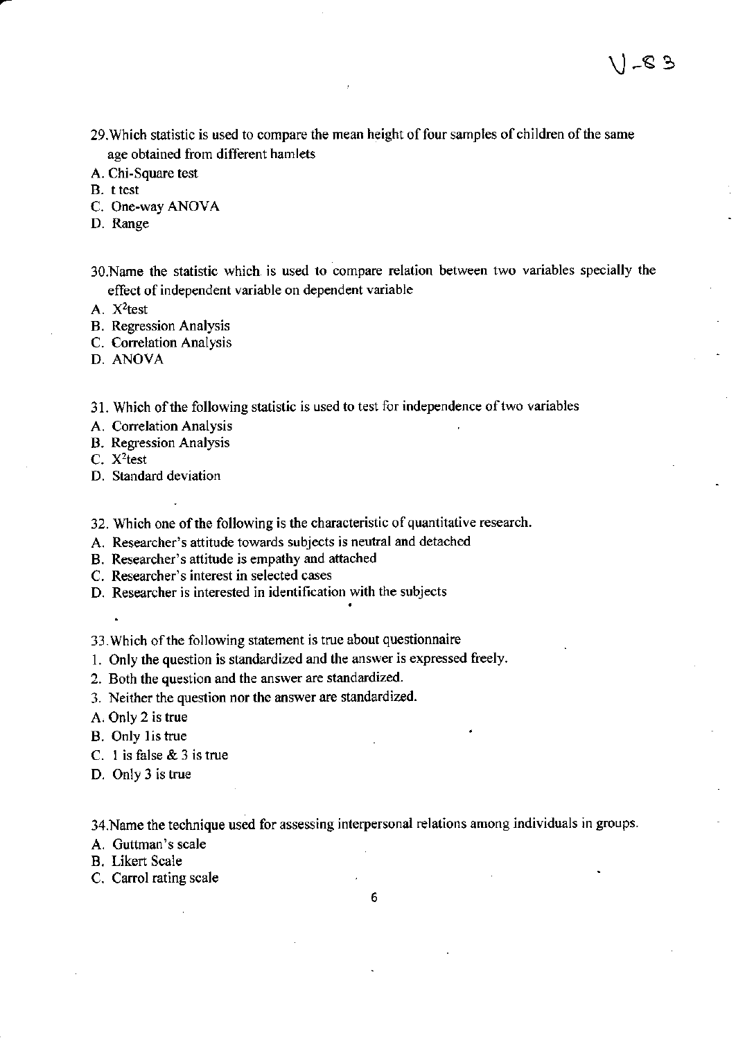29.Which statistic is used to compare the mean height of four samples of children of the same age obtained from different hamlets

A. Chi-Square test
B. t test
C. One-way ANOVA
D. Range

30.Name the statistic which is used to compare relation between two variables specially the effect of independent variable on dependent variable

A. $X^2$test
B. Regression Analysis
C. Correlation Analysis
D. ANOVA

31. Which of the following statistic is used to test for independence of two variables

A. Correlation Analysis
B. Regression Analysis
C. $X^2$test
D. Standard deviation

32. Which one of the following is the characteristic of quantitative research.

A. Researcher's attitude towards subjects is neutral and detached
B. Researcher's attitude is empathy and attached
C. Researcher's interest in selected cases
D. Researcher is interested in identification with the subjects

33.Which of the following statement is true about questionnaire

1. Only the question is standardized and the answer is expressed freely.
2. Both the question and the answer are standardized.
3. Neither the question nor the answer are standardized.

A. Only 2 is true
B. Only 1is true
C. 1 is false & 3 is true
D. Only 3 is true

34.Name the technique used for assessing interpersonal relations among individuals in groups.

A. Guttman's scale
B. Likert Scale
C. Carrol rating scale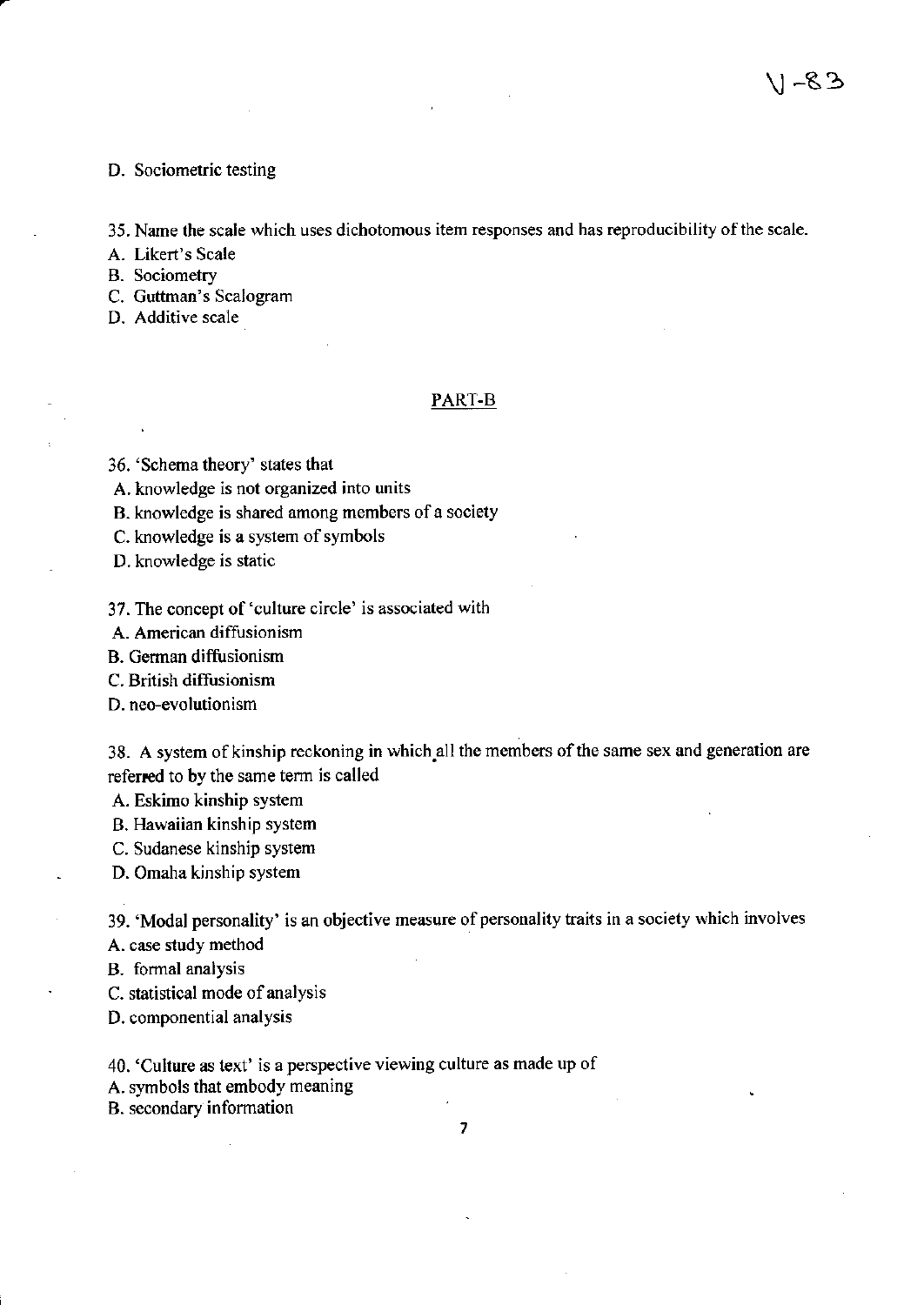D. Sociometric testing

35. Name the scale which uses dichotomous item responses and has reproducibility of the scale.

A. Likert's Scale
B. Sociometry
C. Guttman's Scalogram
D. Additive scale

## PART-B

36. 'Schema theory' states that

A. knowledge is not organized into units
B. knowledge is shared among members of a society
C. knowledge is a system of symbols
D. knowledge is static

37. The concept of 'culture circle' is associated with

A. American diffusionism
B. German diffusionism
C. British diffusionism
D. neo-evolutionism

38. A system of kinship reckoning in which all the members of the same sex and generation are referred to by the same term is called

A. Eskimo kinship system
B. Hawaiian kinship system
C. Sudanese kinship system
D. Omaha kinship system

39. 'Modal personality' is an objective measure of personality traits in a society which involves

A. case study method
B. formal analysis
C. statistical mode of analysis
D. componential analysis

40. 'Culture as text' is a perspective viewing culture as made up of

A. symbols that embody meaning
B. secondary information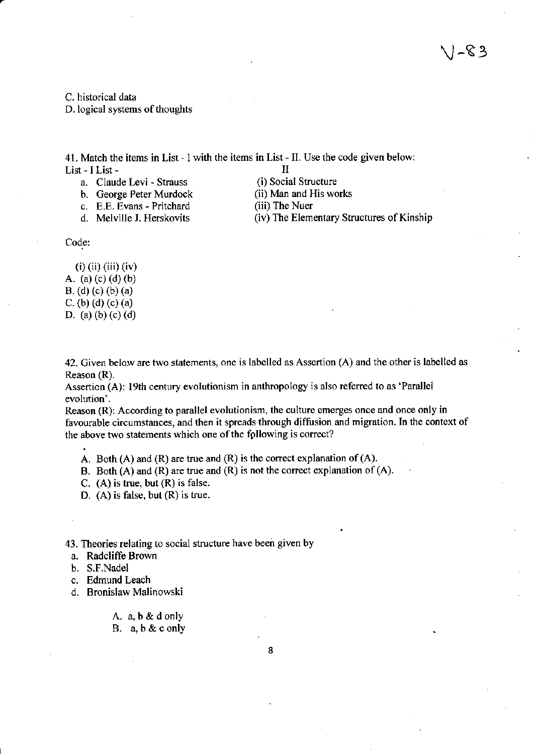C. historical data
D. logical systems of thoughts

41. Match the items in List - I with the items in List - II. Use the code given below:

| List - I | List - II |
|---|---|
| a. Claude Levi - Strauss | (i) Social Structure |
| b. George Peter Murdock | (ii) Man and His works |
| c. E.E. Evans - Pritchard | (iii) The Nuer |
| d. Melville J. Herskovits | (iv) The Elementary Structures of Kinship |

Code:

| | (i) | (ii) | (iii) | (iv) |
|---|---|---|---|---|
| A. | (a) | (c) | (d) | (b) |
| B. | (d) | (c) | (b) | (a) |
| C. | (b) | (d) | (c) | (a) |
| D. | (a) | (b) | (c) | (d) |

42. Given below are two statements, one is labelled as Assertion (A) and the other is labelled as Reason (R).

Assertion (A): 19th century evolutionism in anthropology is also referred to as 'Parallel evolution'.

Reason (R): According to parallel evolutionism, the culture emerges once and once only in favourable circumstances, and then it spreads through diffusion and migration. In the context of the above two statements which one of the following is correct?

A. Both (A) and (R) are true and (R) is the correct explanation of (A).
B. Both (A) and (R) are true and (R) is not the correct explanation of (A).
C. (A) is true, but (R) is false.
D. (A) is false, but (R) is true.

43. Theories relating to social structure have been given by

a. Radcliffe Brown
b. S.F.Nadel
c. Edmund Leach
d. Bronislaw Malinowski

A. a, b & d only
B. a, b & c only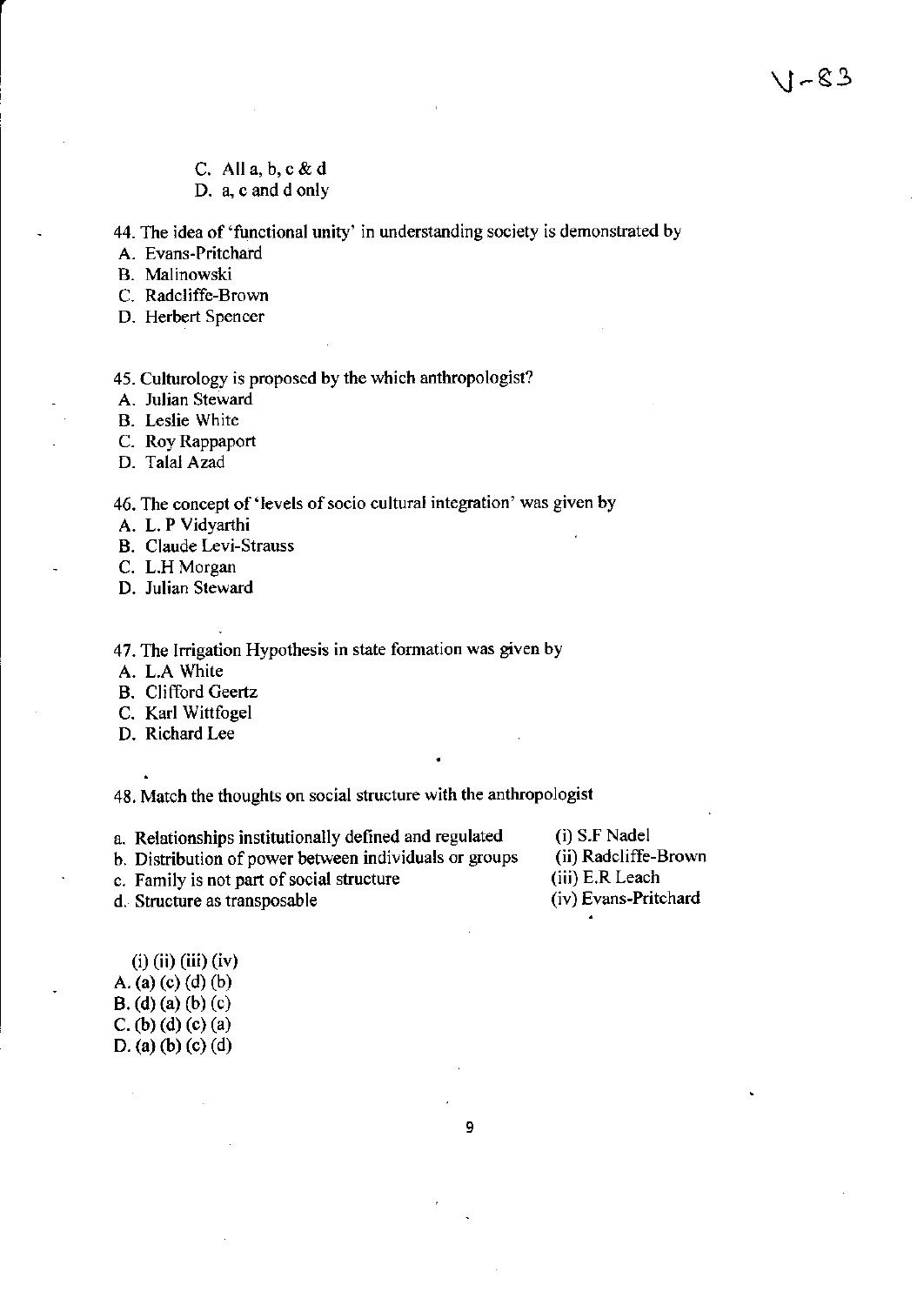C. All a, b, c & d
D. a, c and d only

44. The idea of 'functional unity' in understanding society is demonstrated by
A. Evans-Pritchard
B. Malinowski
C. Radcliffe-Brown
D. Herbert Spencer

45. Culturology is proposed by the which anthropologist?
A. Julian Steward
B. Leslie White
C. Roy Rappaport
D. Talal Azad

46. The concept of 'levels of socio cultural integration' was given by
A. L. P Vidyarthi
B. Claude Levi-Strauss
C. L.H Morgan
D. Julian Steward

47. The Irrigation Hypothesis in state formation was given by
A. L.A White
B. Clifford Geertz
C. Karl Wittfogel
D. Richard Lee

48. Match the thoughts on social structure with the anthropologist

a. Relationships institutionally defined and regulated — (i) S.F Nadel
b. Distribution of power between individuals or groups — (ii) Radcliffe-Brown
c. Family is not part of social structure — (iii) E.R Leach
d. Structure as transposable — (iv) Evans-Pritchard

| | (i) | (ii) | (iii) | (iv) |
|---|---|---|---|---|
| A. | (a) | (c) | (d) | (b) |
| B. | (d) | (a) | (b) | (c) |
| C. | (b) | (d) | (c) | (a) |
| D. | (a) | (b) | (c) | (d) |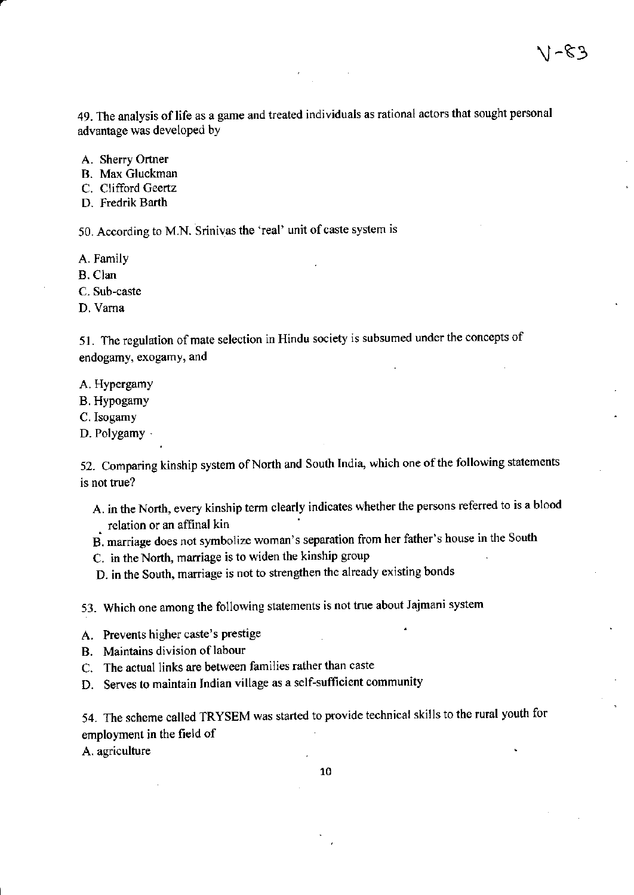49. The analysis of life as a game and treated individuals as rational actors that sought personal advantage was developed by

A. Sherry Ortner
B. Max Gluckman
C. Clifford Geertz
D. Fredrik Barth

50. According to M.N. Srinivas the 'real' unit of caste system is

A. Family
B. Clan
C. Sub-caste
D. Varna

51. The regulation of mate selection in Hindu society is subsumed under the concepts of endogamy, exogamy, and

A. Hypergamy
B. Hypogamy
C. Isogamy
D. Polygamy

52. Comparing kinship system of North and South India, which one of the following statements is not true?

A. in the North, every kinship term clearly indicates whether the persons referred to is a blood relation or an affinal kin
B. marriage does not symbolize woman's separation from her father's house in the South
C. in the North, marriage is to widen the kinship group
D. in the South, marriage is not to strengthen the already existing bonds

53. Which one among the following statements is not true about Jajmani system

A. Prevents higher caste's prestige
B. Maintains division of labour
C. The actual links are between families rather than caste
D. Serves to maintain Indian village as a self-sufficient community

54. The scheme called TRYSEM was started to provide technical skills to the rural youth for employment in the field of

A. agriculture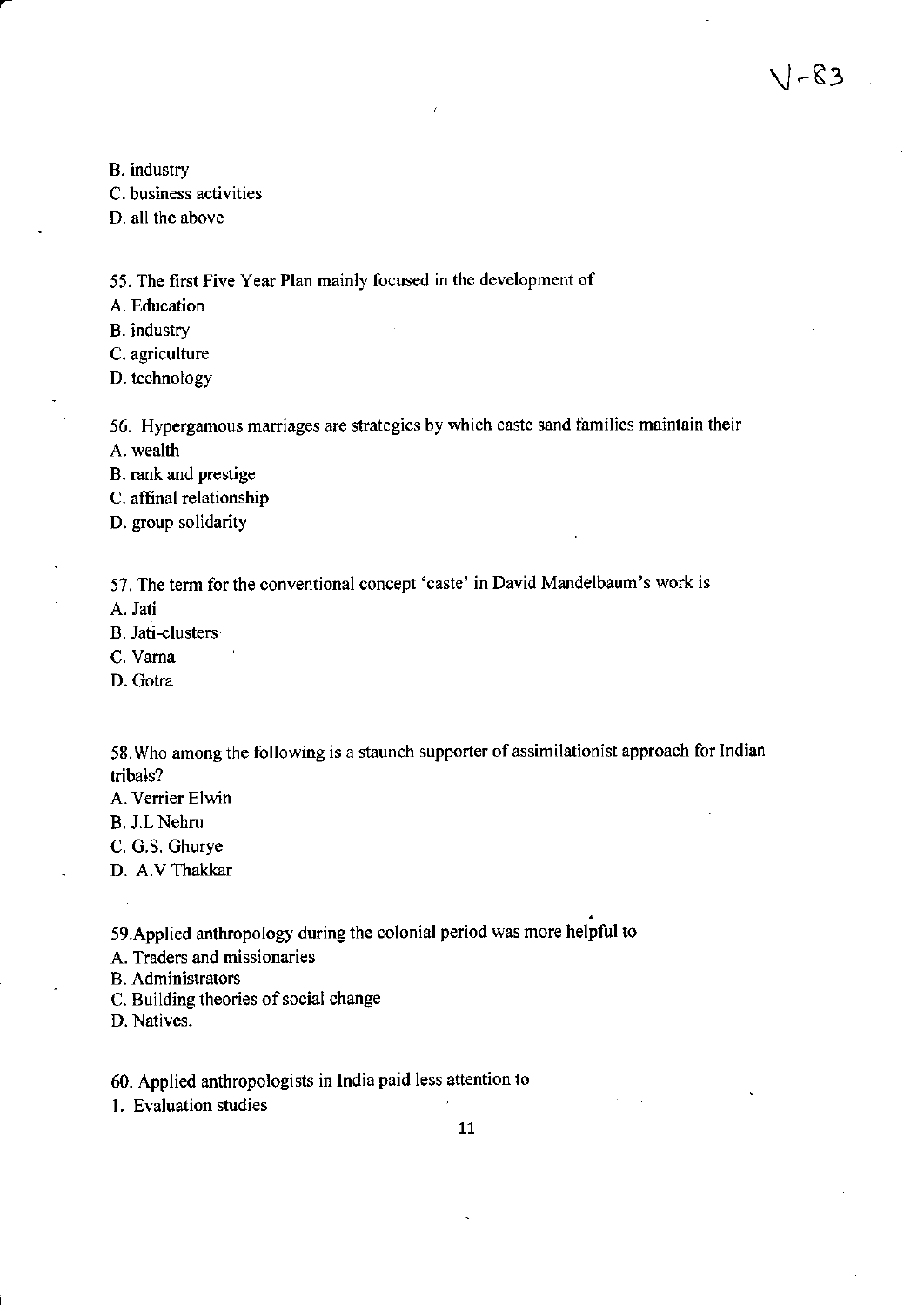B. industry
C. business activities
D. all the above

55. The first Five Year Plan mainly focused in the development of
A. Education
B. industry
C. agriculture
D. technology

56. Hypergamous marriages are strategies by which caste sand families maintain their
A. wealth
B. rank and prestige
C. affinal relationship
D. group solidarity

57. The term for the conventional concept 'caste' in David Mandelbaum's work is
A. Jati
B. Jati-clusters
C. Varna
D. Gotra

58. Who among the following is a staunch supporter of assimilationist approach for Indian tribals?
A. Verrier Elwin
B. J.L Nehru
C. G.S. Ghurye
D. A.V Thakkar

59. Applied anthropology during the colonial period was more helpful to
A. Traders and missionaries
B. Administrators
C. Building theories of social change
D. Natives.

60. Applied anthropologists in India paid less attention to
1. Evaluation studies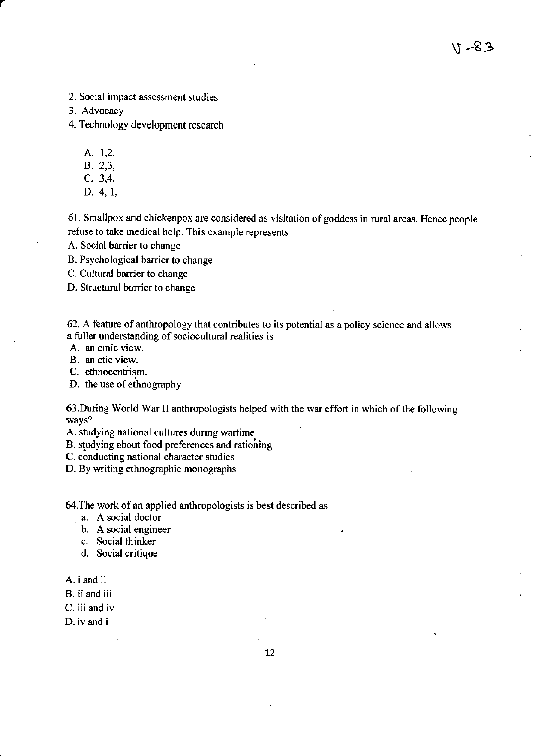2. Social impact assessment studies
3. Advocacy
4. Technology development research

   A. 1,2,
   B. 2,3,
   C. 3,4,
   D. 4, 1,

61. Smallpox and chickenpox are considered as visitation of goddess in rural areas. Hence people refuse to take medical help. This example represents

A. Social barrier to change
B. Psychological barrier to change
C. Cultural barrier to change
D. Structural barrier to change

62. A feature of anthropology that contributes to its potential as a policy science and allows a fuller understanding of sociocultural realities is

A. an emic view.
B. an etic view.
C. ethnocentrism.
D. the use of ethnography

63.During World War II anthropologists helped with the war effort in which of the following ways?

A. studying national cultures during wartime
B. studying about food preferences and rationing
C. conducting national character studies
D. By writing ethnographic monographs

64.The work of an applied anthropologists is best described as

   a. A social doctor
   b. A social engineer
   c. Social thinker
   d. Social critique

A. i and ii
B. ii and iii
C. iii and iv
D. iv and i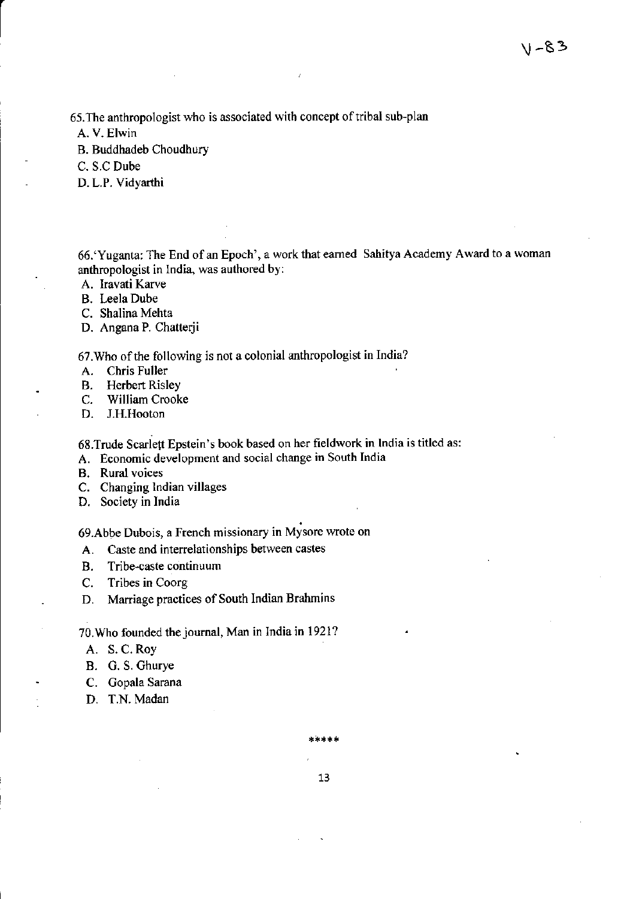65.The anthropologist who is associated with concept of tribal sub-plan

A. V. Elwin

B. Buddhadeb Choudhury

C. S.C Dube

D. L.P. Vidyarthi

66.'Yuganta: The End of an Epoch', a work that earned Sahitya Academy Award to a woman anthropologist in India, was authored by:

A. Iravati Karve

B. Leela Dube

C. Shalina Mehta

D. Angana P. Chatterji

67.Who of the following is not a colonial anthropologist in India?

A. Chris Fuller

B. Herbert Risley

C. William Crooke

D. J.H.Hooton

68.Trude Scarlett Epstein's book based on her fieldwork in India is titled as:

A. Economic development and social change in South India

B. Rural voices

C. Changing Indian villages

D. Society in India

69.Abbe Dubois, a French missionary in Mysore wrote on

A. Caste and interrelationships between castes

B. Tribe-caste continuum

C. Tribes in Coorg

D. Marriage practices of South Indian Brahmins

70.Who founded the journal, Man in India in 1921?

A. S. C. Roy

B. G. S. Ghurye

C. Gopala Sarana

D. T.N. Madan

*****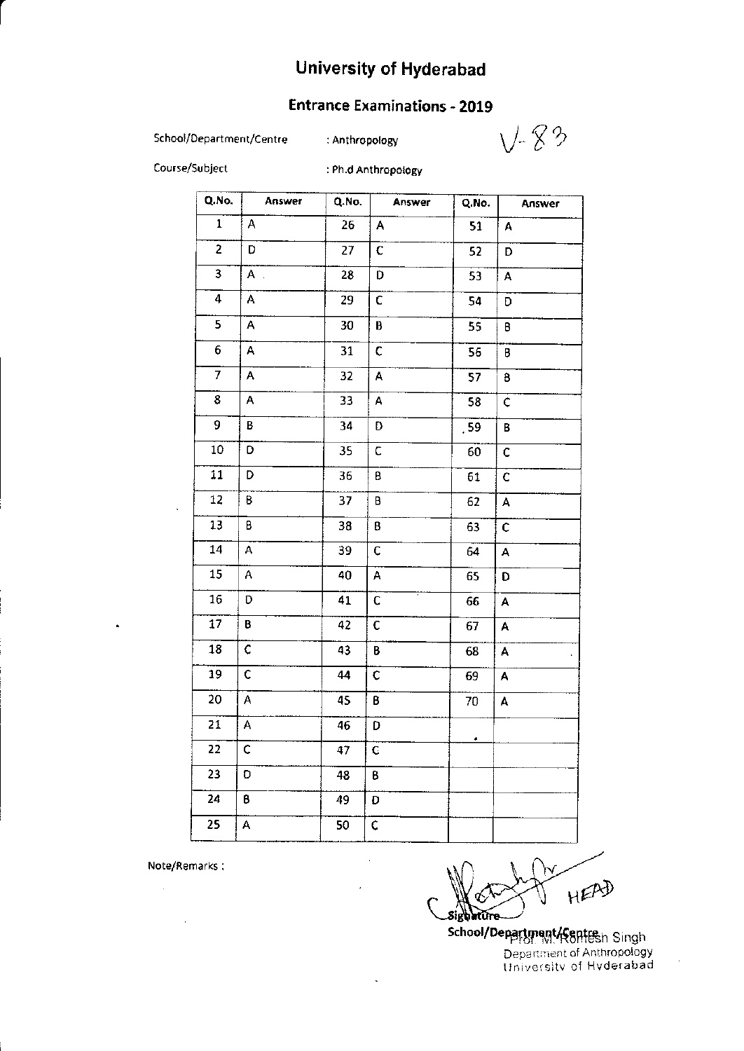# University of Hyderabad

## Entrance Examinations - 2019

School/Department/Centre : Anthropology

V-83

Course/Subject : Ph.d Anthropology

| Q.No. | Answer | Q.No. | Answer | Q.No. | Answer |
|---|---|---|---|---|---|
| 1 | A | 26 | A | 51 | A |
| 2 | D | 27 | C | 52 | D |
| 3 | A | 28 | D | 53 | A |
| 4 | A | 29 | C | 54 | D |
| 5 | A | 30 | B | 55 | B |
| 6 | A | 31 | C | 56 | B |
| 7 | A | 32 | A | 57 | B |
| 8 | A | 33 | A | 58 | C |
| 9 | B | 34 | D | 59 | B |
| 10 | D | 35 | C | 60 | C |
| 11 | D | 36 | B | 61 | C |
| 12 | B | 37 | B | 62 | A |
| 13 | B | 38 | B | 63 | C |
| 14 | A | 39 | C | 64 | A |
| 15 | A | 40 | A | 65 | D |
| 16 | D | 41 | C | 66 | A |
| 17 | B | 42 | C | 67 | A |
| 18 | C | 43 | B | 68 | A |
| 19 | C | 44 | C | 69 | A |
| 20 | A | 45 | B | 70 | A |
| 21 | A | 46 | D | | |
| 22 | C | 47 | C | | |
| 23 | D | 48 | B | | |
| 24 | B | 49 | D | | |
| 25 | A | 50 | C | | |

Note/Remarks :

HEAD

Signature

School/Department/Centre

Prof. M. Romesh Singh

Department of Anthropology

University of Hyderabad